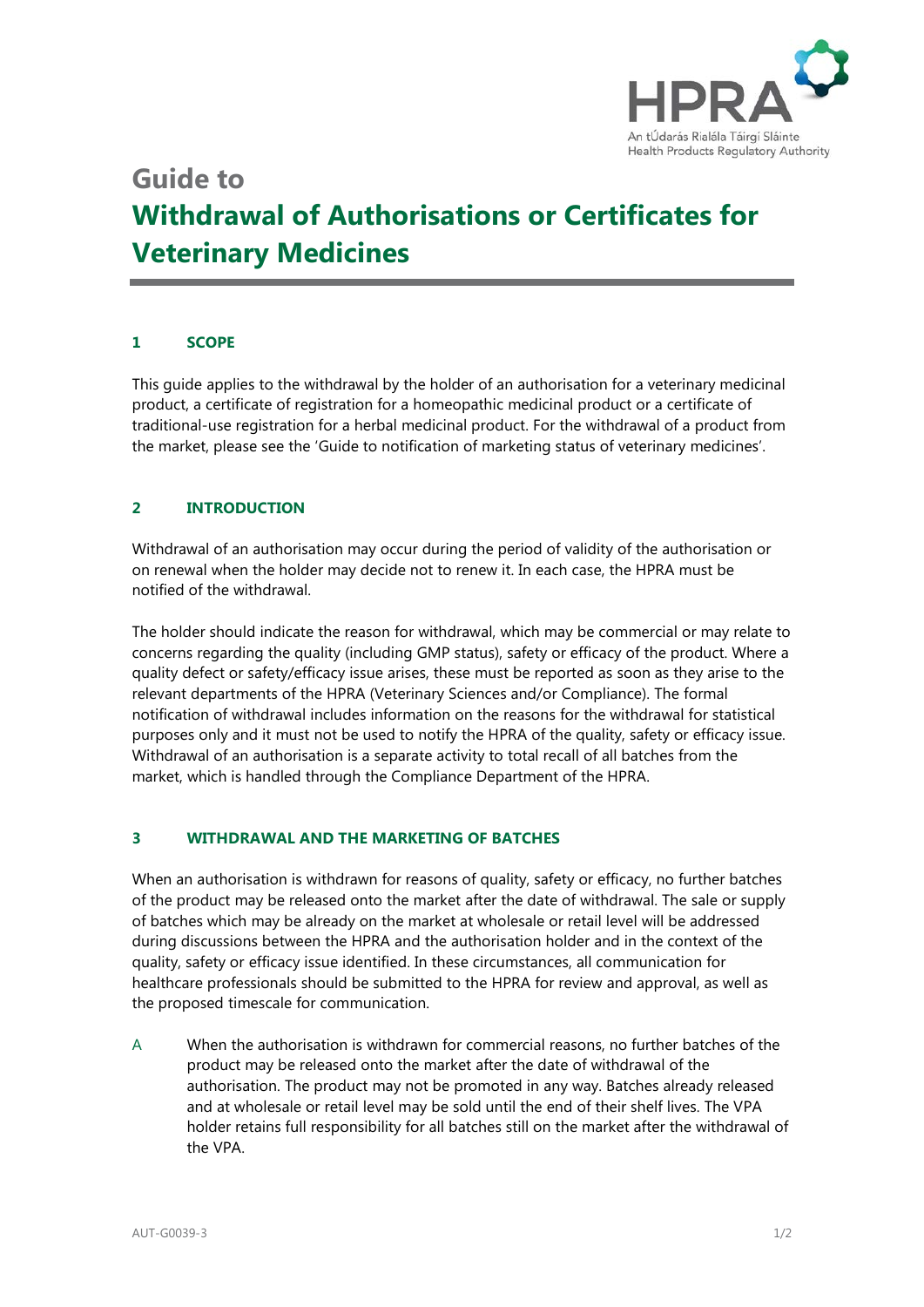HPRA

An tÚdarás Rialála Táirgí Sláinte
Health Products Regulatory Authority

# Guide to
# Withdrawal of Authorisations or Certificates for Veterinary Medicines

## 1 SCOPE

This guide applies to the withdrawal by the holder of an authorisation for a veterinary medicinal product, a certificate of registration for a homeopathic medicinal product or a certificate of traditional-use registration for a herbal medicinal product. For the withdrawal of a product from the market, please see the 'Guide to notification of marketing status of veterinary medicines'.

## 2 INTRODUCTION

Withdrawal of an authorisation may occur during the period of validity of the authorisation or on renewal when the holder may decide not to renew it. In each case, the HPRA must be notified of the withdrawal.

The holder should indicate the reason for withdrawal, which may be commercial or may relate to concerns regarding the quality (including GMP status), safety or efficacy of the product. Where a quality defect or safety/efficacy issue arises, these must be reported as soon as they arise to the relevant departments of the HPRA (Veterinary Sciences and/or Compliance). The formal notification of withdrawal includes information on the reasons for the withdrawal for statistical purposes only and it must not be used to notify the HPRA of the quality, safety or efficacy issue. Withdrawal of an authorisation is a separate activity to total recall of all batches from the market, which is handled through the Compliance Department of the HPRA.

## 3 WITHDRAWAL AND THE MARKETING OF BATCHES

When an authorisation is withdrawn for reasons of quality, safety or efficacy, no further batches of the product may be released onto the market after the date of withdrawal. The sale or supply of batches which may be already on the market at wholesale or retail level will be addressed during discussions between the HPRA and the authorisation holder and in the context of the quality, safety or efficacy issue identified. In these circumstances, all communication for healthcare professionals should be submitted to the HPRA for review and approval, as well as the proposed timescale for communication.

A When the authorisation is withdrawn for commercial reasons, no further batches of the product may be released onto the market after the date of withdrawal of the authorisation. The product may not be promoted in any way. Batches already released and at wholesale or retail level may be sold until the end of their shelf lives. The VPA holder retains full responsibility for all batches still on the market after the withdrawal of the VPA.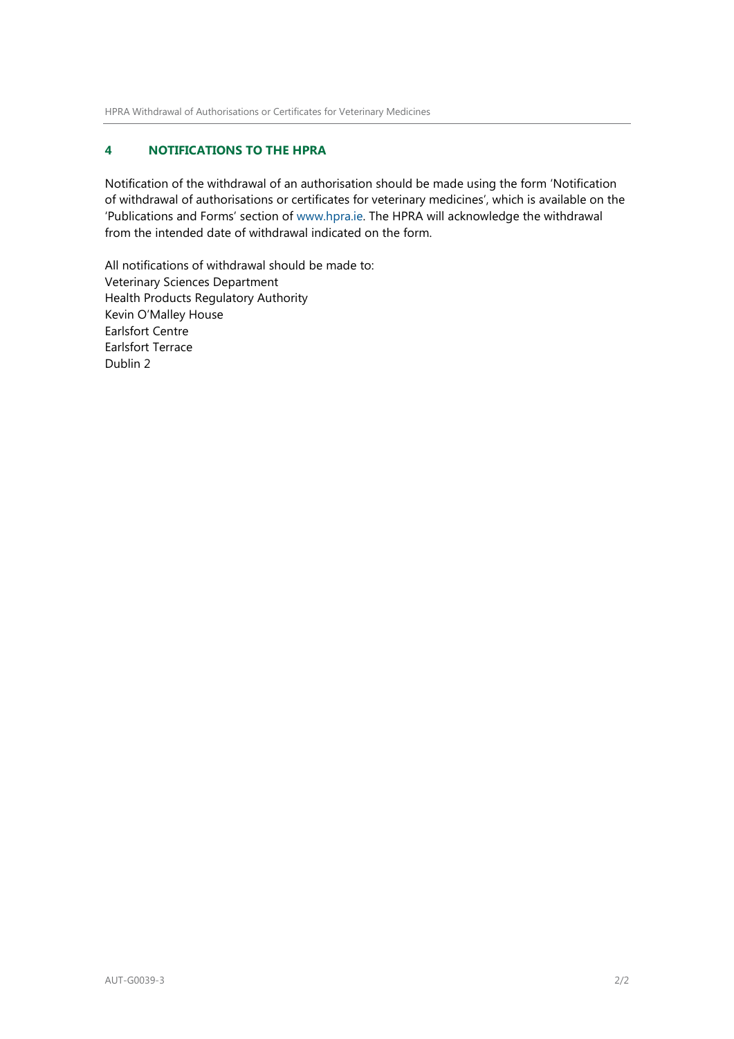## 4 NOTIFICATIONS TO THE HPRA

Notification of the withdrawal of an authorisation should be made using the form 'Notification of withdrawal of authorisations or certificates for veterinary medicines', which is available on the 'Publications and Forms' section of www.hpra.ie. The HPRA will acknowledge the withdrawal from the intended date of withdrawal indicated on the form.

All notifications of withdrawal should be made to:
Veterinary Sciences Department
Health Products Regulatory Authority
Kevin O'Malley House
Earlsfort Centre
Earlsfort Terrace
Dublin 2